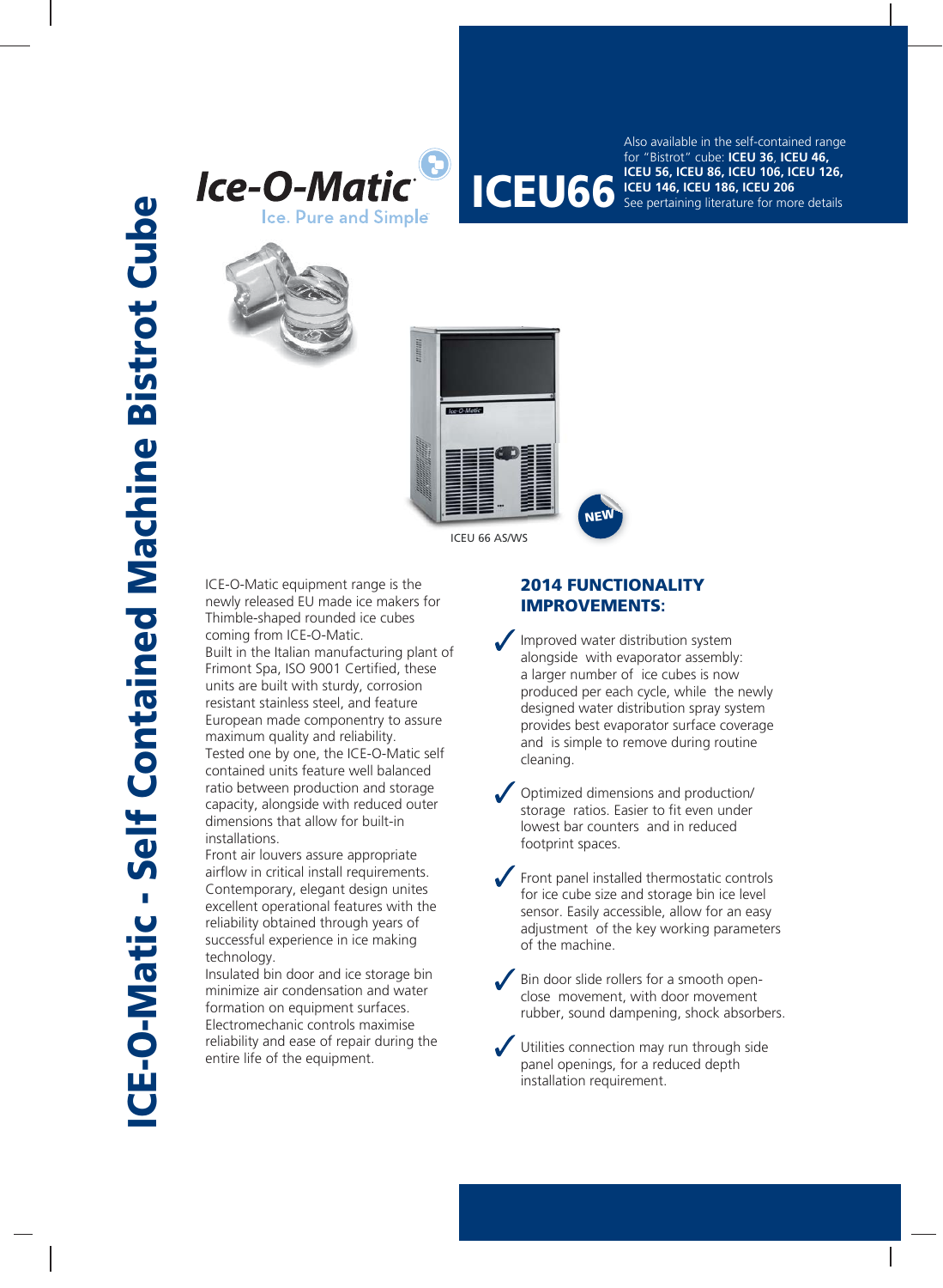# ICE-O-Matic - Self Contained Machine Bistrot Cube

Ice-O-Matic
Ice. Pure and Simple

# ICEU66

Also available in the self-contained range for "Bistrot" cube: **ICEU 36**, **ICEU 46, ICEU 56, ICEU 86, ICEU 106, ICEU 126, ICEU 146, ICEU 186, ICEU 206**
See pertaining literature for more details

NEW

ICEU 66 AS/WS

ICE-O-Matic equipment range is the newly released EU made ice makers for Thimble-shaped rounded ice cubes coming from ICE-O-Matic.
Built in the Italian manufacturing plant of Frimont Spa, ISO 9001 Certified, these units are built with sturdy, corrosion resistant stainless steel, and feature European made componentry to assure maximum quality and reliability.
Tested one by one, the ICE-O-Matic self contained units feature well balanced ratio between production and storage capacity, alongside with reduced outer dimensions that allow for built-in installations.
Front air louvers assure appropriate airflow in critical install requirements.
Contemporary, elegant design unites excellent operational features with the reliability obtained through years of successful experience in ice making technology.
Insulated bin door and ice storage bin minimize air condensation and water formation on equipment surfaces.
Electromechanic controls maximise reliability and ease of repair during the entire life of the equipment.

## 2014 FUNCTIONALITY IMPROVEMENTS:

- ✓ Improved water distribution system alongside with evaporator assembly: a larger number of ice cubes is now produced per each cycle, while the newly designed water distribution spray system provides best evaporator surface coverage and is simple to remove during routine cleaning.
- ✓ Optimized dimensions and production/ storage ratios. Easier to fit even under lowest bar counters and in reduced footprint spaces.
- ✓ Front panel installed thermostatic controls for ice cube size and storage bin ice level sensor. Easily accessible, allow for an easy adjustment of the key working parameters of the machine.
- ✓ Bin door slide rollers for a smooth open-close movement, with door movement rubber, sound dampening, shock absorbers.
- ✓ Utilities connection may run through side panel openings, for a reduced depth installation requirement.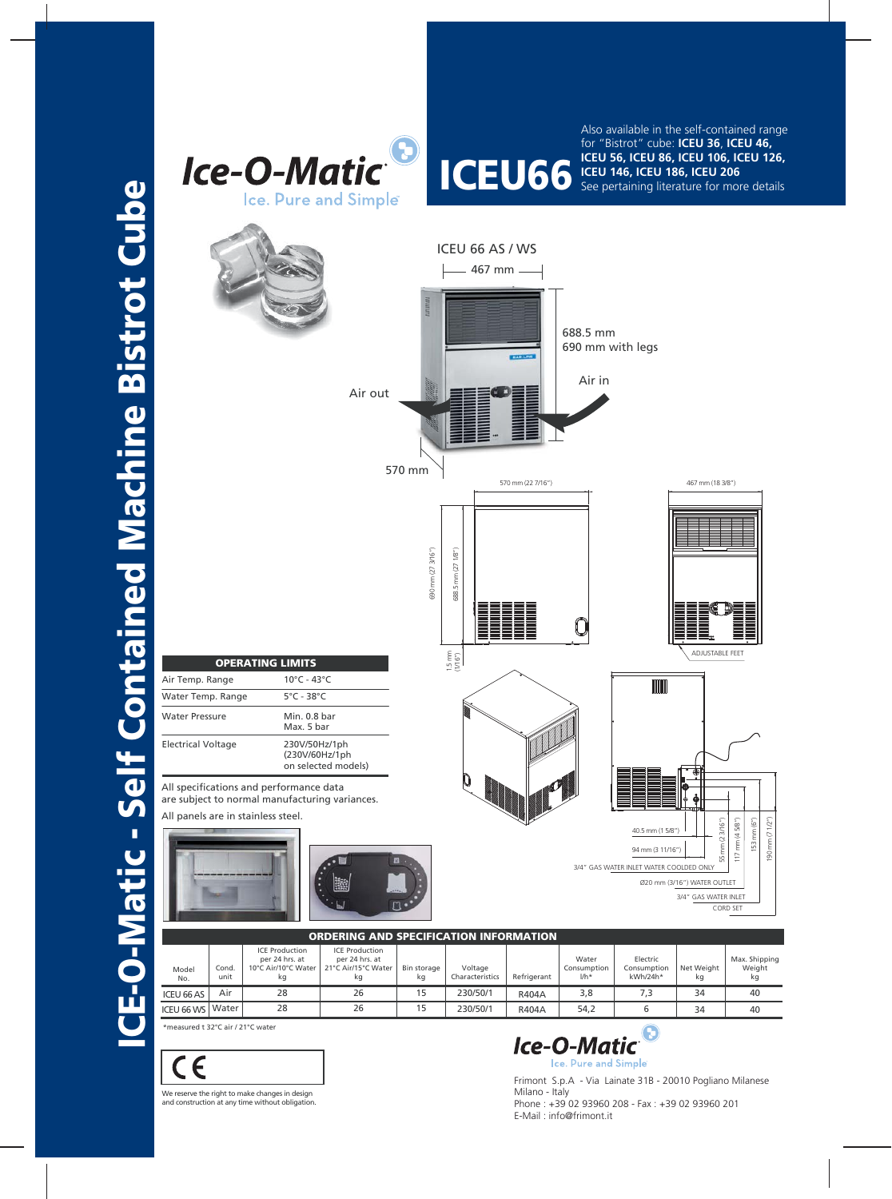# ICE-O-Matic - Self Contained Machine Bistrot Cube

Ice-O-Matic
Ice. Pure and Simple

# ICEU66

Also available in the self-contained range for "Bistrot" cube: **ICEU 36**, **ICEU 46, ICEU 56, ICEU 86, ICEU 106, ICEU 126, ICEU 146, ICEU 186, ICEU 206**
See pertaining literature for more details

ICEU 66 AS / WS

467 mm

688.5 mm
690 mm with legs

Air in

Air out

570 mm

570 mm (22 7/16")

467 mm (18 3/8")

690 mm (27 3/16")

688.5 mm (27 1/8")

1.5 mm (1/16")

ADJUSTABLE FEET

40.5 mm (1 5/8")

94 mm (3 11/16")

55 mm (2 3/16")

117 mm (4 5/8")

153 mm (6")

190 mm (7 1/2")

3/4" GAS WATER INLET WATER COOLDED ONLY

Ø20 mm (3/16") WATER OUTLET

3/4" GAS WATER INLET

CORD SET

| OPERATING LIMITS | |
|---|---|
| Air Temp. Range | 10°C - 43°C |
| Water Temp. Range | 5°C - 38°C |
| Water Pressure | Min. 0.8 bar<br>Max. 5 bar |
| Electrical Voltage | 230V/50Hz/1ph<br>(230V/60Hz/1ph<br>on selected models) |

All specifications and performance data are subject to normal manufacturing variances.

All panels are in stainless steel.

## ORDERING AND SPECIFICATION INFORMATION

| Model No. | Cond. unit | ICE Production per 24 hrs. at 10°C Air/10°C Water kg | ICE Production per 24 hrs. at 21°C Air/15°C Water kg | Bin storage kg | Voltage Characteristics | Refrigerant | Water Consumption l/h* | Electric Consumption kWh/24h* | Net Weight kg | Max. Shipping Weight kg |
|---|---|---|---|---|---|---|---|---|---|---|
| ICEU 66 AS | Air | 28 | 26 | 15 | 230/50/1 | R404A | 3,8 | 7,3 | 34 | 40 |
| ICEU 66 WS | Water | 28 | 26 | 15 | 230/50/1 | R404A | 54,2 | 6 | 34 | 40 |

*measured t 32°C air / 21°C water

CE

We reserve the right to make changes in design and construction at any time without obligation.

Ice-O-Matic
Ice. Pure and Simple

Frimont S.p.A - Via Lainate 31B - 20010 Pogliano Milanese
Milano - Italy
Phone : +39 02 93960 208 - Fax : +39 02 93960 201
E-Mail : info@frimont.it